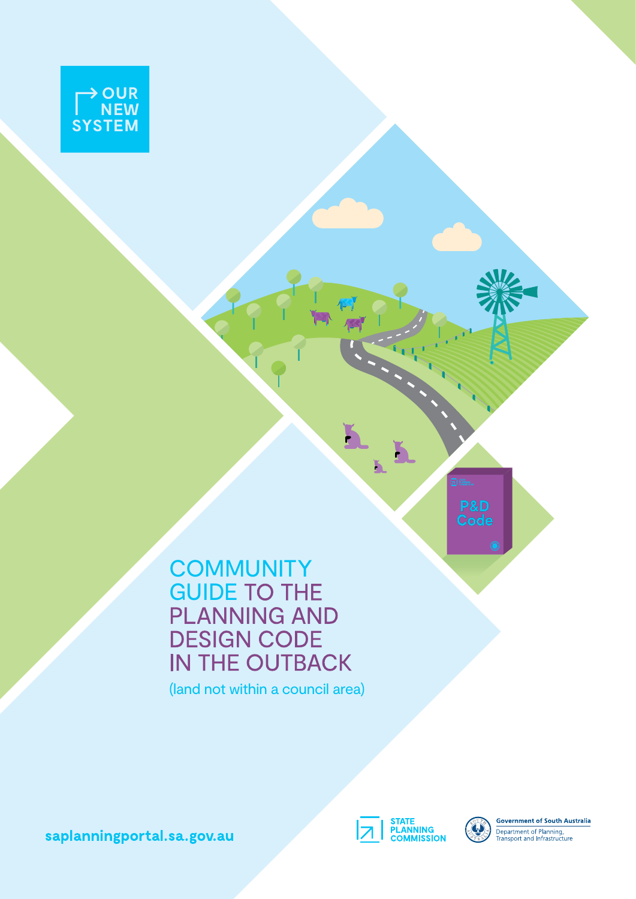OUR NEW SYSTEM

# COMMUNITY GUIDE TO THE PLANNING AND DESIGN CODE IN THE OUTBACK

(land not within a council area)

saplanningportal.sa.gov.au

STATE PLANNING COMMISSION

Government of South Australia
Department of Planning, Transport and Infrastructure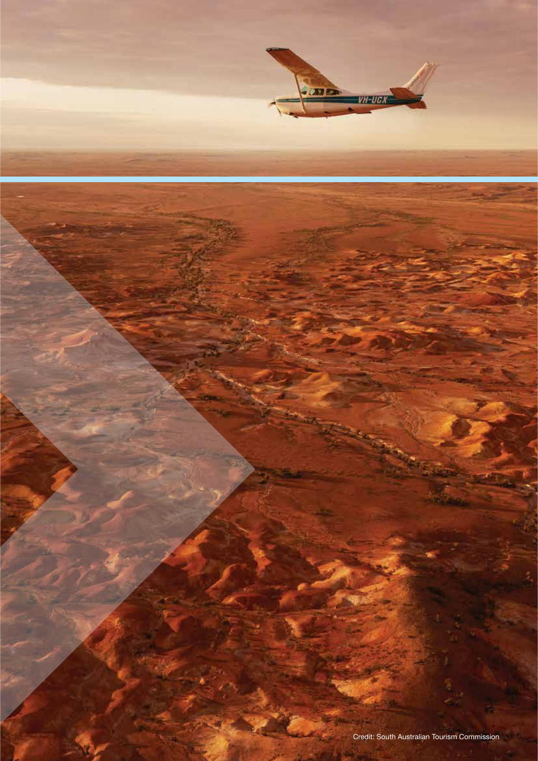Credit: South Australian Tourism Commission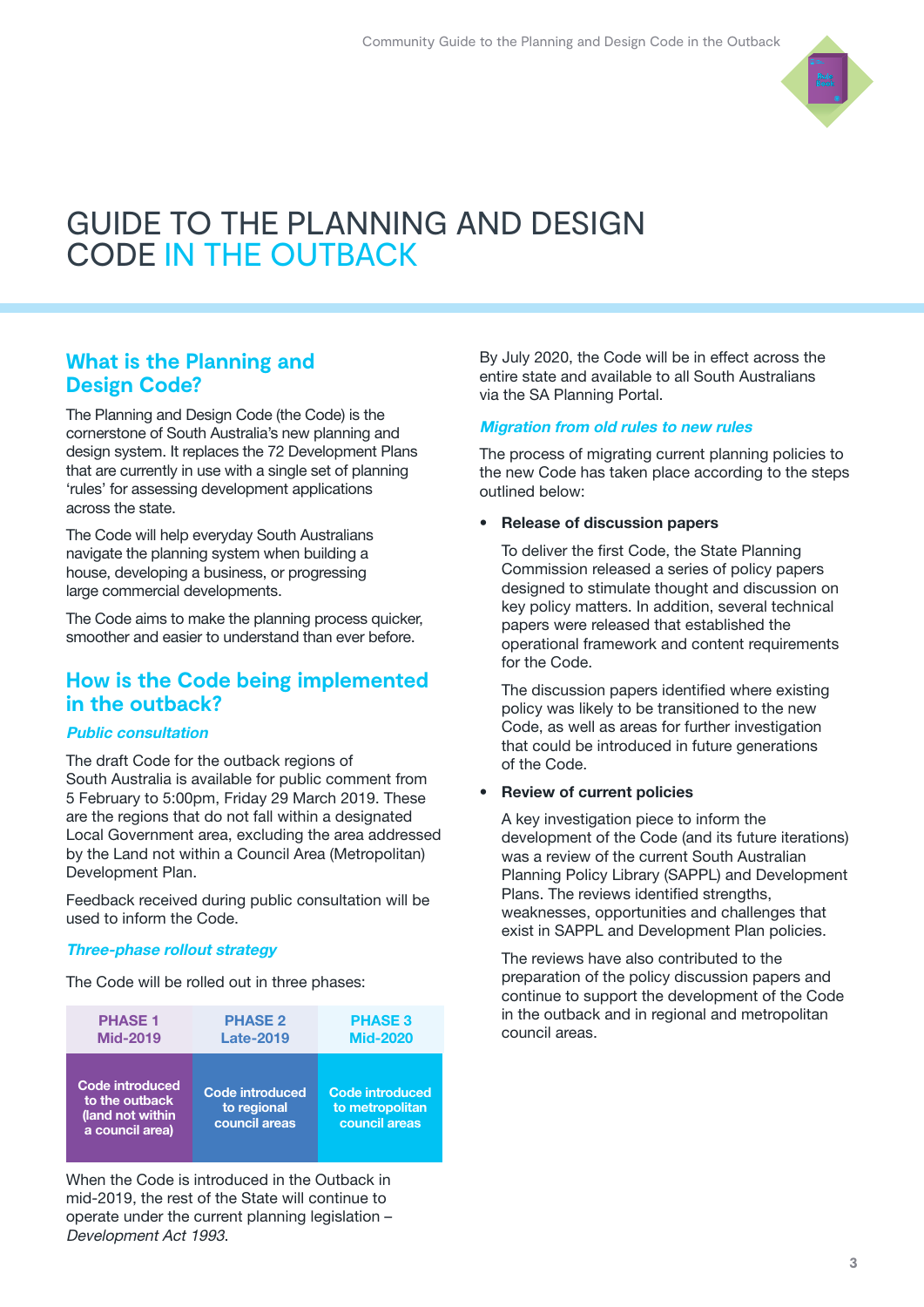# GUIDE TO THE PLANNING AND DESIGN CODE IN THE OUTBACK

## What is the Planning and Design Code?

The Planning and Design Code (the Code) is the cornerstone of South Australia's new planning and design system. It replaces the 72 Development Plans that are currently in use with a single set of planning 'rules' for assessing development applications across the state.

The Code will help everyday South Australians navigate the planning system when building a house, developing a business, or progressing large commercial developments.

The Code aims to make the planning process quicker, smoother and easier to understand than ever before.

## How is the Code being implemented in the outback?

### *Public consultation*

The draft Code for the outback regions of South Australia is available for public comment from 5 February to 5:00pm, Friday 29 March 2019. These are the regions that do not fall within a designated Local Government area, excluding the area addressed by the Land not within a Council Area (Metropolitan) Development Plan.

Feedback received during public consultation will be used to inform the Code.

### *Three-phase rollout strategy*

The Code will be rolled out in three phases:

| PHASE 1 Mid-2019 | PHASE 2 Late-2019 | PHASE 3 Mid-2020 |
|---|---|---|
| Code introduced to the outback (land not within a council area) | Code introduced to regional council areas | Code introduced to metropolitan council areas |

When the Code is introduced in the Outback in mid-2019, the rest of the State will continue to operate under the current planning legislation – *Development Act 1993*.

By July 2020, the Code will be in effect across the entire state and available to all South Australians via the SA Planning Portal.

### *Migration from old rules to new rules*

The process of migrating current planning policies to the new Code has taken place according to the steps outlined below:

- **Release of discussion papers**

  To deliver the first Code, the State Planning Commission released a series of policy papers designed to stimulate thought and discussion on key policy matters. In addition, several technical papers were released that established the operational framework and content requirements for the Code.

  The discussion papers identified where existing policy was likely to be transitioned to the new Code, as well as areas for further investigation that could be introduced in future generations of the Code.

- **Review of current policies**

  A key investigation piece to inform the development of the Code (and its future iterations) was a review of the current South Australian Planning Policy Library (SAPPL) and Development Plans. The reviews identified strengths, weaknesses, opportunities and challenges that exist in SAPPL and Development Plan policies.

  The reviews have also contributed to the preparation of the policy discussion papers and continue to support the development of the Code in the outback and in regional and metropolitan council areas.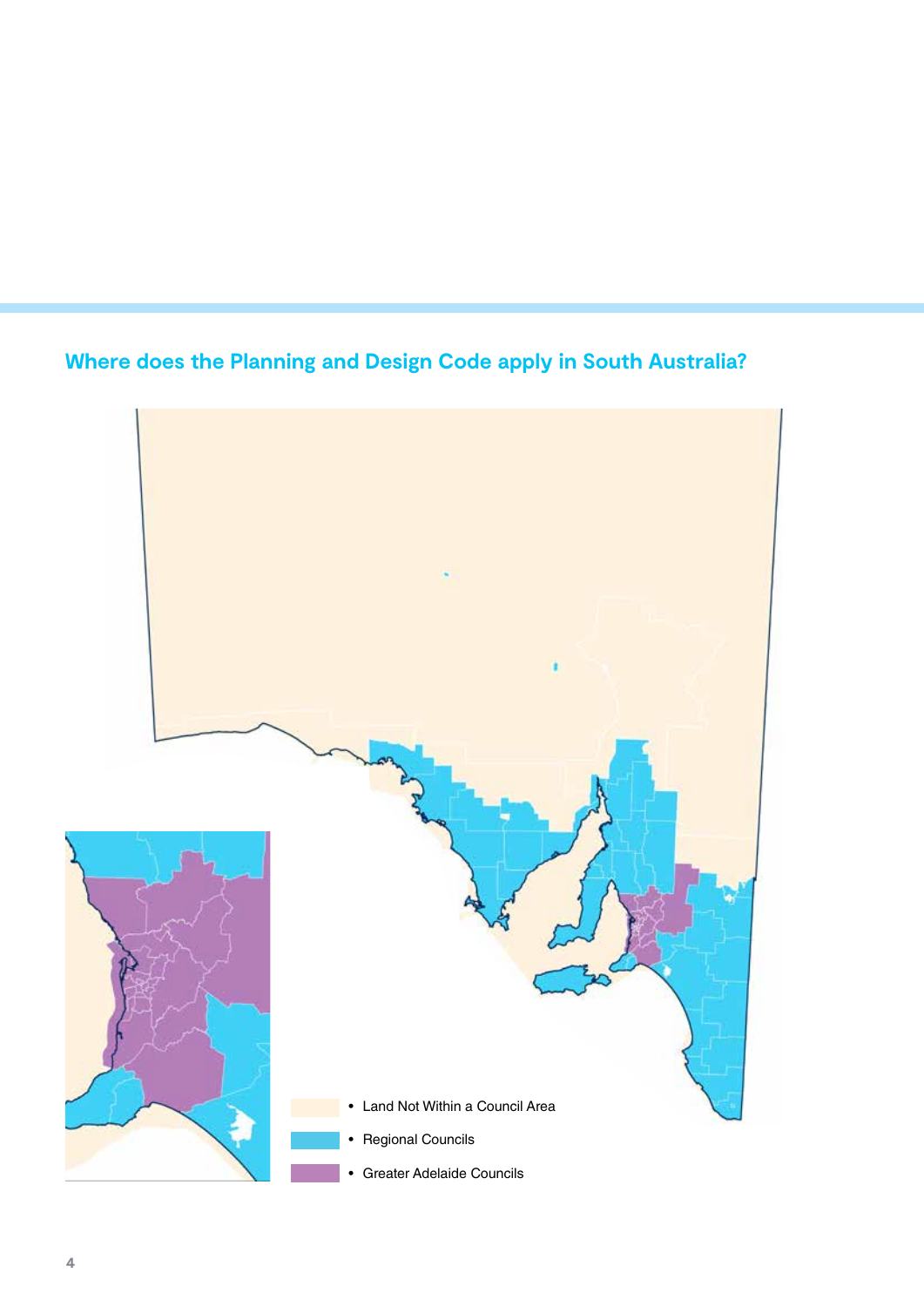## Where does the Planning and Design Code apply in South Australia?

- Land Not Within a Council Area
- Regional Councils
- Greater Adelaide Councils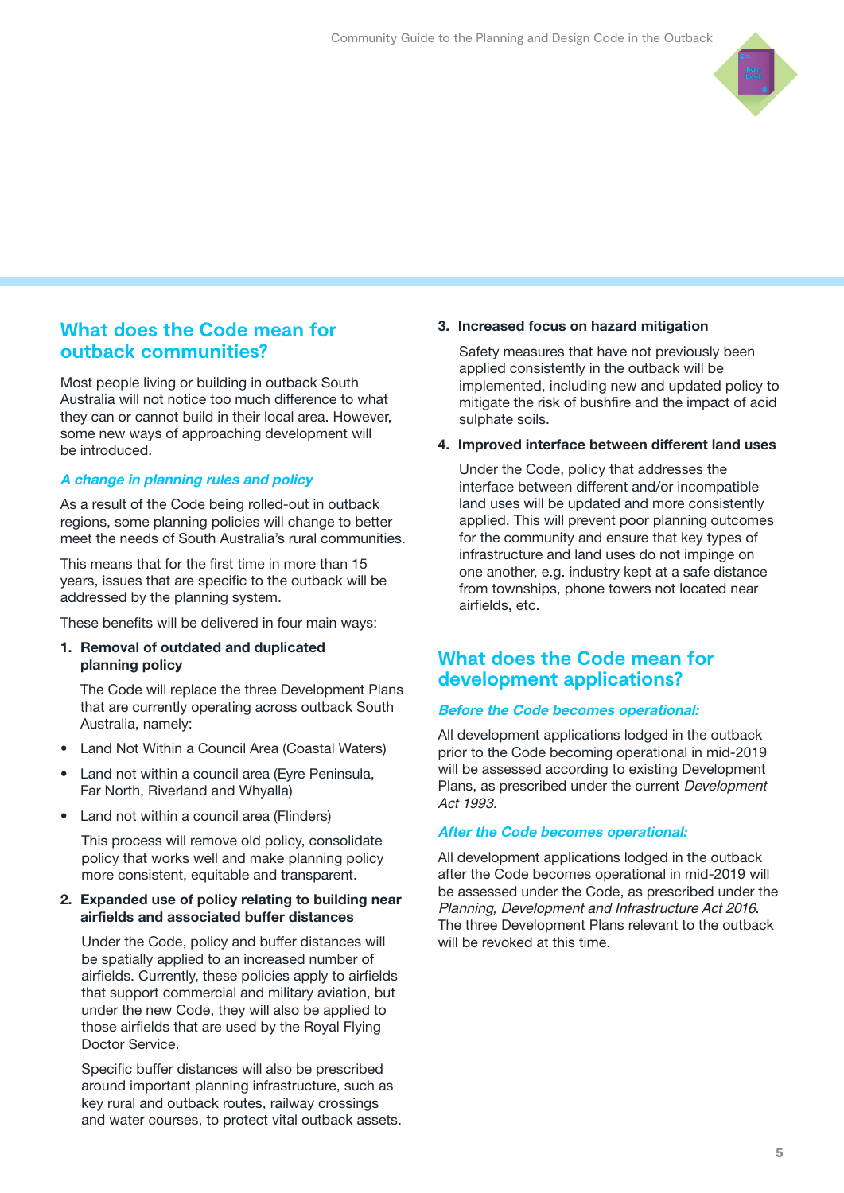## What does the Code mean for outback communities?

Most people living or building in outback South Australia will not notice too much difference to what they can or cannot build in their local area. However, some new ways of approaching development will be introduced.

### *A change in planning rules and policy*

As a result of the Code being rolled-out in outback regions, some planning policies will change to better meet the needs of South Australia's rural communities.

This means that for the first time in more than 15 years, issues that are specific to the outback will be addressed by the planning system.

These benefits will be delivered in four main ways:

1. **Removal of outdated and duplicated planning policy**

   The Code will replace the three Development Plans that are currently operating across outback South Australia, namely:

   - Land Not Within a Council Area (Coastal Waters)
   - Land not within a council area (Eyre Peninsula, Far North, Riverland and Whyalla)
   - Land not within a council area (Flinders)

   This process will remove old policy, consolidate policy that works well and make planning policy more consistent, equitable and transparent.

2. **Expanded use of policy relating to building near airfields and associated buffer distances**

   Under the Code, policy and buffer distances will be spatially applied to an increased number of airfields. Currently, these policies apply to airfields that support commercial and military aviation, but under the new Code, they will also be applied to those airfields that are used by the Royal Flying Doctor Service.

   Specific buffer distances will also be prescribed around important planning infrastructure, such as key rural and outback routes, railway crossings and water courses, to protect vital outback assets.

3. **Increased focus on hazard mitigation**

   Safety measures that have not previously been applied consistently in the outback will be implemented, including new and updated policy to mitigate the risk of bushfire and the impact of acid sulphate soils.

4. **Improved interface between different land uses**

   Under the Code, policy that addresses the interface between different and/or incompatible land uses will be updated and more consistently applied. This will prevent poor planning outcomes for the community and ensure that key types of infrastructure and land uses do not impinge on one another, e.g. industry kept at a safe distance from townships, phone towers not located near airfields, etc.

## What does the Code mean for development applications?

### *Before the Code becomes operational:*

All development applications lodged in the outback prior to the Code becoming operational in mid-2019 will be assessed according to existing Development Plans, as prescribed under the current *Development Act 1993.*

### *After the Code becomes operational:*

All development applications lodged in the outback after the Code becomes operational in mid-2019 will be assessed under the Code, as prescribed under the *Planning, Development and Infrastructure Act 2016*. The three Development Plans relevant to the outback will be revoked at this time.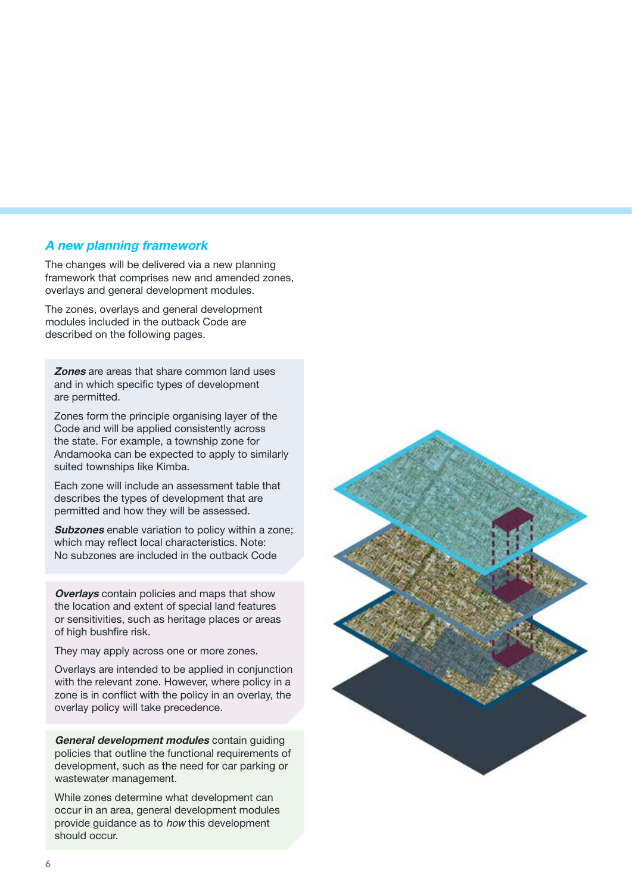## *A new planning framework*

The changes will be delivered via a new planning framework that comprises new and amended zones, overlays and general development modules.

The zones, overlays and general development modules included in the outback Code are described on the following pages.

***Zones*** are areas that share common land uses and in which specific types of development are permitted.

Zones form the principle organising layer of the Code and will be applied consistently across the state. For example, a township zone for Andamooka can be expected to apply to similarly suited townships like Kimba.

Each zone will include an assessment table that describes the types of development that are permitted and how they will be assessed.

***Subzones*** enable variation to policy within a zone; which may reflect local characteristics. Note: No subzones are included in the outback Code

***Overlays*** contain policies and maps that show the location and extent of special land features or sensitivities, such as heritage places or areas of high bushfire risk.

They may apply across one or more zones.

Overlays are intended to be applied in conjunction with the relevant zone. However, where policy in a zone is in conflict with the policy in an overlay, the overlay policy will take precedence.

***General development modules*** contain guiding policies that outline the functional requirements of development, such as the need for car parking or wastewater management.

While zones determine what development can occur in an area, general development modules provide guidance as to *how* this development should occur.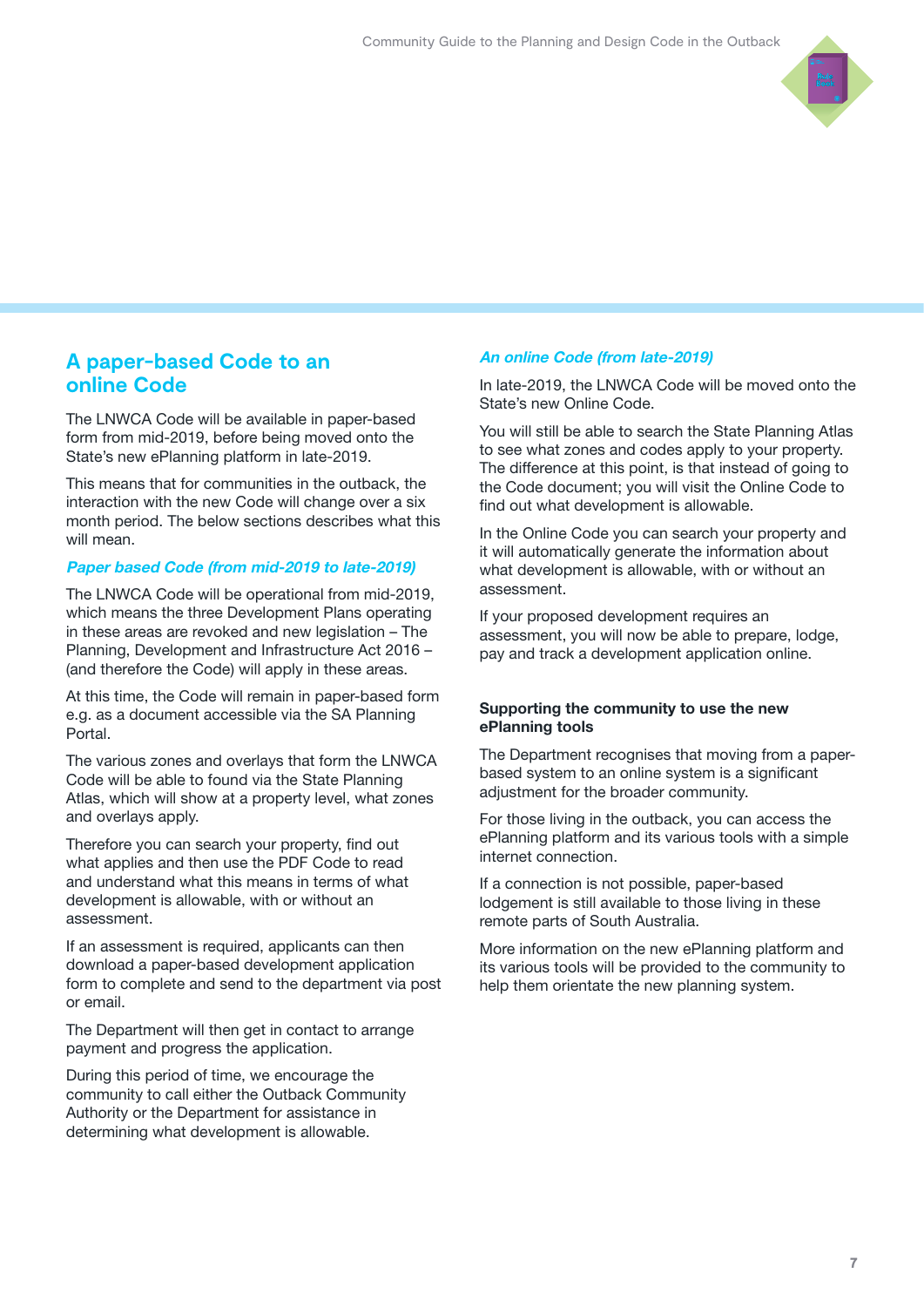## A paper-based Code to an online Code

The LNWCA Code will be available in paper-based form from mid-2019, before being moved onto the State's new ePlanning platform in late-2019.

This means that for communities in the outback, the interaction with the new Code will change over a six month period. The below sections describes what this will mean.

### *Paper based Code (from mid-2019 to late-2019)*

The LNWCA Code will be operational from mid-2019, which means the three Development Plans operating in these areas are revoked and new legislation – The Planning, Development and Infrastructure Act 2016 – (and therefore the Code) will apply in these areas.

At this time, the Code will remain in paper-based form e.g. as a document accessible via the SA Planning Portal.

The various zones and overlays that form the LNWCA Code will be able to found via the State Planning Atlas, which will show at a property level, what zones and overlays apply.

Therefore you can search your property, find out what applies and then use the PDF Code to read and understand what this means in terms of what development is allowable, with or without an assessment.

If an assessment is required, applicants can then download a paper-based development application form to complete and send to the department via post or email.

The Department will then get in contact to arrange payment and progress the application.

During this period of time, we encourage the community to call either the Outback Community Authority or the Department for assistance in determining what development is allowable.

### *An online Code (from late-2019)*

In late-2019, the LNWCA Code will be moved onto the State's new Online Code.

You will still be able to search the State Planning Atlas to see what zones and codes apply to your property. The difference at this point, is that instead of going to the Code document; you will visit the Online Code to find out what development is allowable.

In the Online Code you can search your property and it will automatically generate the information about what development is allowable, with or without an assessment.

If your proposed development requires an assessment, you will now be able to prepare, lodge, pay and track a development application online.

### Supporting the community to use the new ePlanning tools

The Department recognises that moving from a paper-based system to an online system is a significant adjustment for the broader community.

For those living in the outback, you can access the ePlanning platform and its various tools with a simple internet connection.

If a connection is not possible, paper-based lodgement is still available to those living in these remote parts of South Australia.

More information on the new ePlanning platform and its various tools will be provided to the community to help them orientate the new planning system.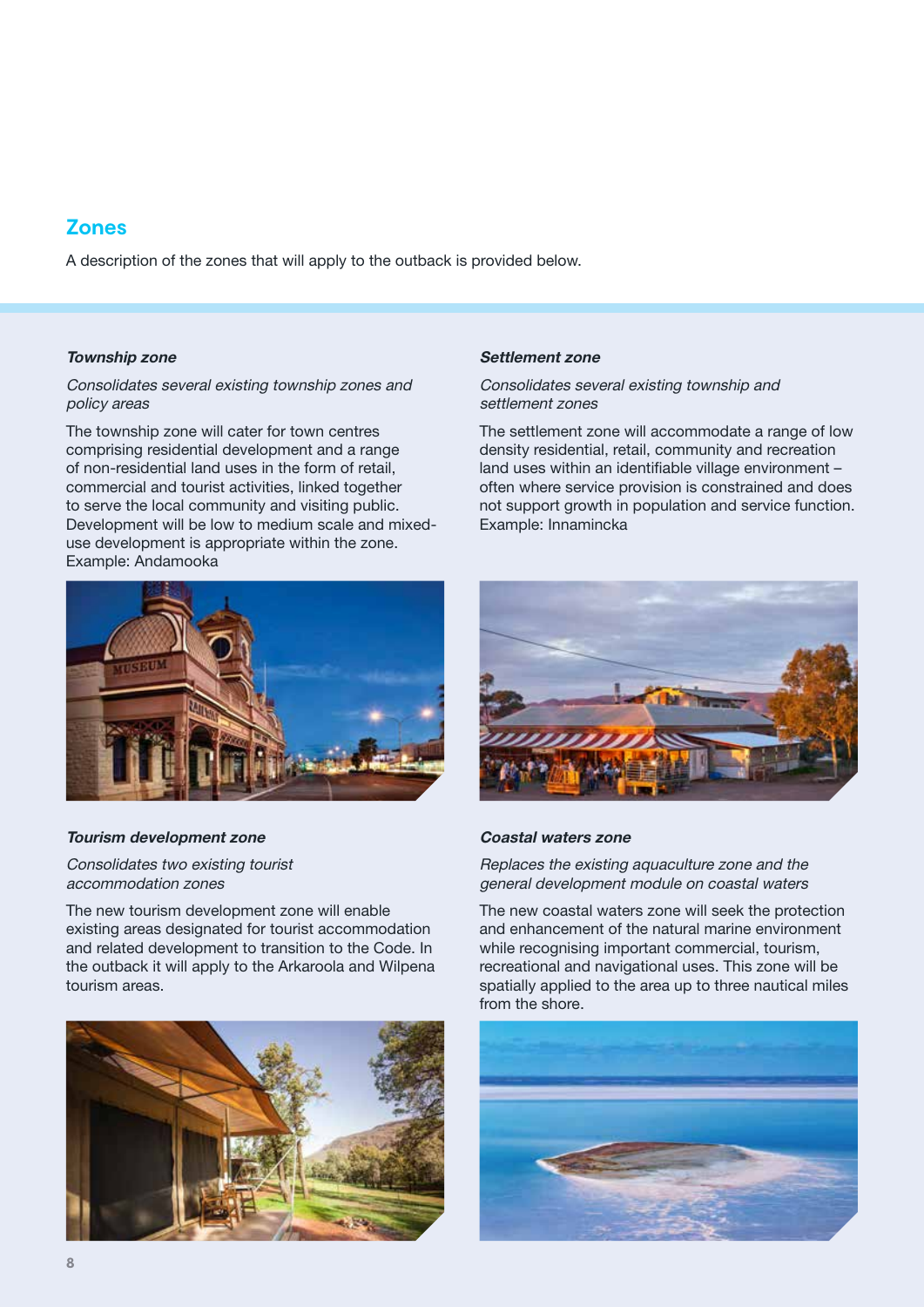## Zones

A description of the zones that will apply to the outback is provided below.

***Township zone***

*Consolidates several existing township zones and policy areas*

The township zone will cater for town centres comprising residential development and a range of non-residential land uses in the form of retail, commercial and tourist activities, linked together to serve the local community and visiting public. Development will be low to medium scale and mixed-use development is appropriate within the zone. Example: Andamooka

***Settlement zone***

*Consolidates several existing township and settlement zones*

The settlement zone will accommodate a range of low density residential, retail, community and recreation land uses within an identifiable village environment – often where service provision is constrained and does not support growth in population and service function. Example: Innamincka

***Tourism development zone***

*Consolidates two existing tourist accommodation zones*

The new tourism development zone will enable existing areas designated for tourist accommodation and related development to transition to the Code. In the outback it will apply to the Arkaroola and Wilpena tourism areas.

***Coastal waters zone***

*Replaces the existing aquaculture zone and the general development module on coastal waters*

The new coastal waters zone will seek the protection and enhancement of the natural marine environment while recognising important commercial, tourism, recreational and navigational uses. This zone will be spatially applied to the area up to three nautical miles from the shore.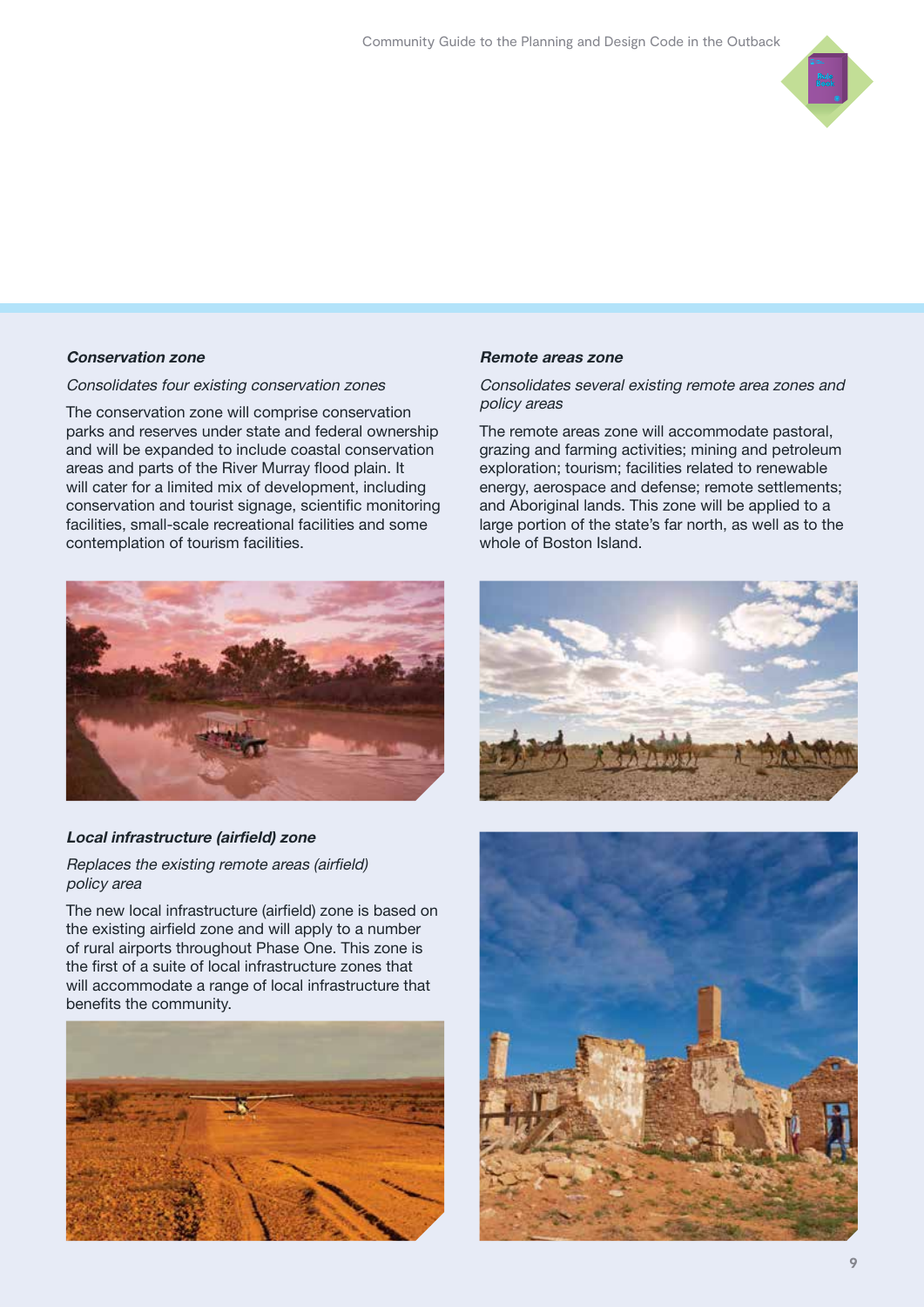### *Conservation zone*

*Consolidates four existing conservation zones*

The conservation zone will comprise conservation parks and reserves under state and federal ownership and will be expanded to include coastal conservation areas and parts of the River Murray flood plain. It will cater for a limited mix of development, including conservation and tourist signage, scientific monitoring facilities, small-scale recreational facilities and some contemplation of tourism facilities.

### *Local infrastructure (airfield) zone*

*Replaces the existing remote areas (airfield) policy area*

The new local infrastructure (airfield) zone is based on the existing airfield zone and will apply to a number of rural airports throughout Phase One. This zone is the first of a suite of local infrastructure zones that will accommodate a range of local infrastructure that benefits the community.

### *Remote areas zone*

*Consolidates several existing remote area zones and policy areas*

The remote areas zone will accommodate pastoral, grazing and farming activities; mining and petroleum exploration; tourism; facilities related to renewable energy, aerospace and defense; remote settlements; and Aboriginal lands. This zone will be applied to a large portion of the state's far north, as well as to the whole of Boston Island.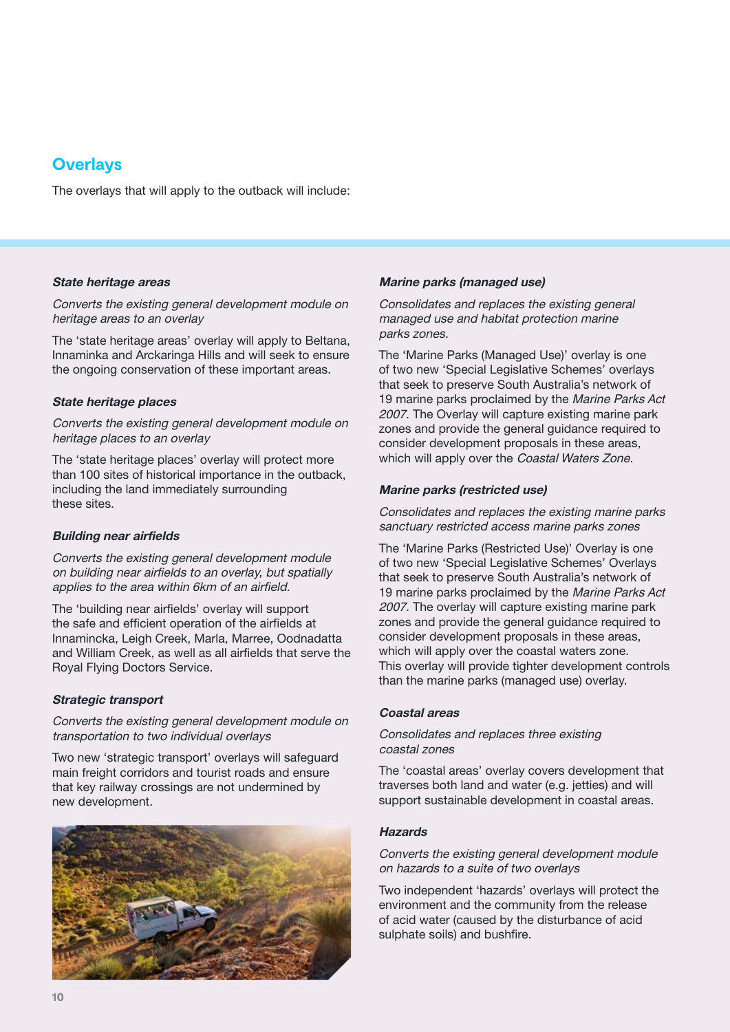## Overlays

The overlays that will apply to the outback will include:

### *State heritage areas*

*Converts the existing general development module on heritage areas to an overlay*

The 'state heritage areas' overlay will apply to Beltana, Innamincka and Arckaringa Hills and will seek to ensure the ongoing conservation of these important areas.

### *State heritage places*

*Converts the existing general development module on heritage places to an overlay*

The 'state heritage places' overlay will protect more than 100 sites of historical importance in the outback, including the land immediately surrounding these sites.

### *Building near airfields*

*Converts the existing general development module on building near airfields to an overlay, but spatially applies to the area within 6km of an airfield.*

The 'building near airfields' overlay will support the safe and efficient operation of the airfields at Innamincka, Leigh Creek, Marla, Marree, Oodnadatta and William Creek, as well as all airfields that serve the Royal Flying Doctors Service.

### *Strategic transport*

*Converts the existing general development module on transportation to two individual overlays*

Two new 'strategic transport' overlays will safeguard main freight corridors and tourist roads and ensure that key railway crossings are not undermined by new development.

### *Marine parks (managed use)*

*Consolidates and replaces the existing general managed use and habitat protection marine parks zones.*

The 'Marine Parks (Managed Use)' overlay is one of two new 'Special Legislative Schemes' overlays that seek to preserve South Australia's network of 19 marine parks proclaimed by the *Marine Parks Act 2007*. The Overlay will capture existing marine park zones and provide the general guidance required to consider development proposals in these areas, which will apply over the *Coastal Waters Zone*.

### *Marine parks (restricted use)*

*Consolidates and replaces the existing marine parks sanctuary restricted access marine parks zones*

The 'Marine Parks (Restricted Use)' Overlay is one of two new 'Special Legislative Schemes' Overlays that seek to preserve South Australia's network of 19 marine parks proclaimed by the *Marine Parks Act 2007*. The overlay will capture existing marine park zones and provide the general guidance required to consider development proposals in these areas, which will apply over the coastal waters zone. This overlay will provide tighter development controls than the marine parks (managed use) overlay.

### *Coastal areas*

*Consolidates and replaces three existing coastal zones*

The 'coastal areas' overlay covers development that traverses both land and water (e.g. jetties) and will support sustainable development in coastal areas.

### *Hazards*

*Converts the existing general development module on hazards to a suite of two overlays*

Two independent 'hazards' overlays will protect the environment and the community from the release of acid water (caused by the disturbance of acid sulphate soils) and bushfire.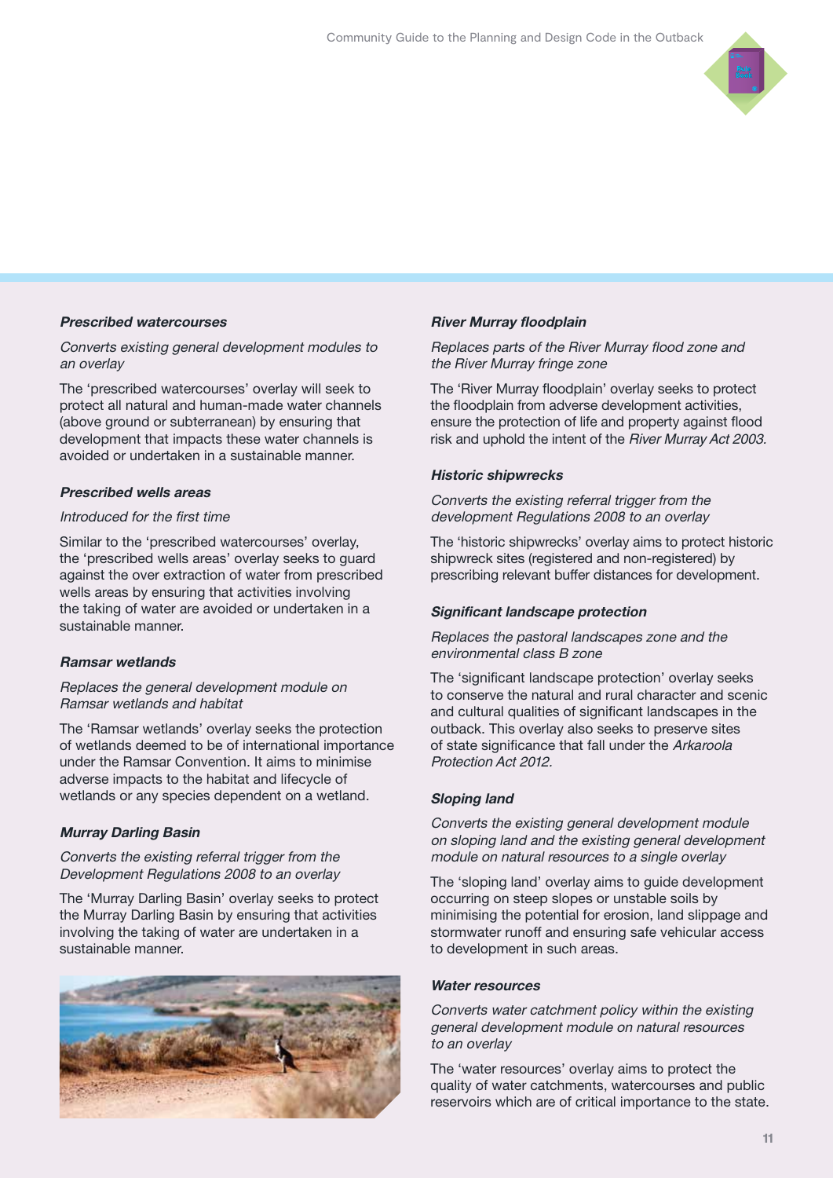### Prescribed watercourses

*Converts existing general development modules to an overlay*

The 'prescribed watercourses' overlay will seek to protect all natural and human-made water channels (above ground or subterranean) by ensuring that development that impacts these water channels is avoided or undertaken in a sustainable manner.

### Prescribed wells areas

*Introduced for the first time*

Similar to the 'prescribed watercourses' overlay, the 'prescribed wells areas' overlay seeks to guard against the over extraction of water from prescribed wells areas by ensuring that activities involving the taking of water are avoided or undertaken in a sustainable manner.

### Ramsar wetlands

*Replaces the general development module on Ramsar wetlands and habitat*

The 'Ramsar wetlands' overlay seeks the protection of wetlands deemed to be of international importance under the Ramsar Convention. It aims to minimise adverse impacts to the habitat and lifecycle of wetlands or any species dependent on a wetland.

### Murray Darling Basin

*Converts the existing referral trigger from the Development Regulations 2008 to an overlay*

The 'Murray Darling Basin' overlay seeks to protect the Murray Darling Basin by ensuring that activities involving the taking of water are undertaken in a sustainable manner.

### River Murray floodplain

*Replaces parts of the River Murray flood zone and the River Murray fringe zone*

The 'River Murray floodplain' overlay seeks to protect the floodplain from adverse development activities, ensure the protection of life and property against flood risk and uphold the intent of the *River Murray Act 2003.*

### Historic shipwrecks

*Converts the existing referral trigger from the development Regulations 2008 to an overlay*

The 'historic shipwrecks' overlay aims to protect historic shipwreck sites (registered and non-registered) by prescribing relevant buffer distances for development.

### Significant landscape protection

*Replaces the pastoral landscapes zone and the environmental class B zone*

The 'significant landscape protection' overlay seeks to conserve the natural and rural character and scenic and cultural qualities of significant landscapes in the outback. This overlay also seeks to preserve sites of state significance that fall under the *Arkaroola Protection Act 2012.*

### Sloping land

*Converts the existing general development module on sloping land and the existing general development module on natural resources to a single overlay*

The 'sloping land' overlay aims to guide development occurring on steep slopes or unstable soils by minimising the potential for erosion, land slippage and stormwater runoff and ensuring safe vehicular access to development in such areas.

### Water resources

*Converts water catchment policy within the existing general development module on natural resources to an overlay*

The 'water resources' overlay aims to protect the quality of water catchments, watercourses and public reservoirs which are of critical importance to the state.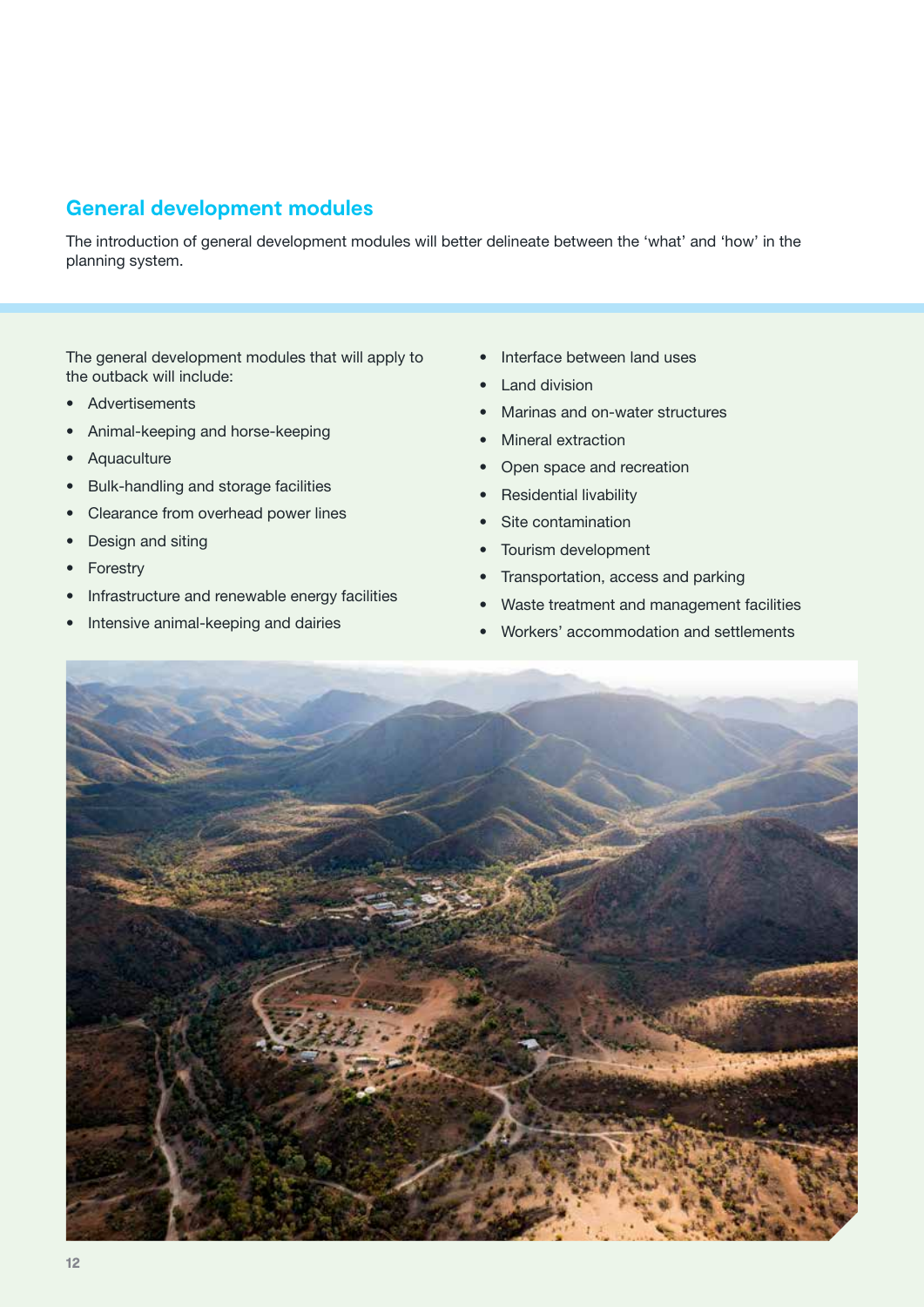## General development modules

The introduction of general development modules will better delineate between the 'what' and 'how' in the planning system.

The general development modules that will apply to the outback will include:

- Advertisements
- Animal-keeping and horse-keeping
- Aquaculture
- Bulk-handling and storage facilities
- Clearance from overhead power lines
- Design and siting
- Forestry
- Infrastructure and renewable energy facilities
- Intensive animal-keeping and dairies
- Interface between land uses
- Land division
- Marinas and on-water structures
- Mineral extraction
- Open space and recreation
- Residential livability
- Site contamination
- Tourism development
- Transportation, access and parking
- Waste treatment and management facilities
- Workers' accommodation and settlements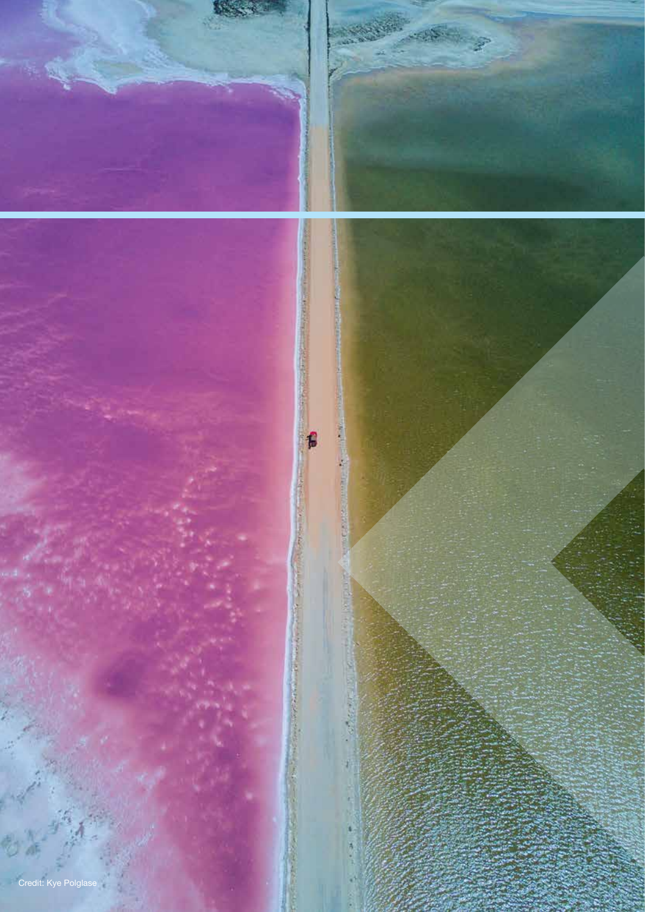Credit: Kye Polglase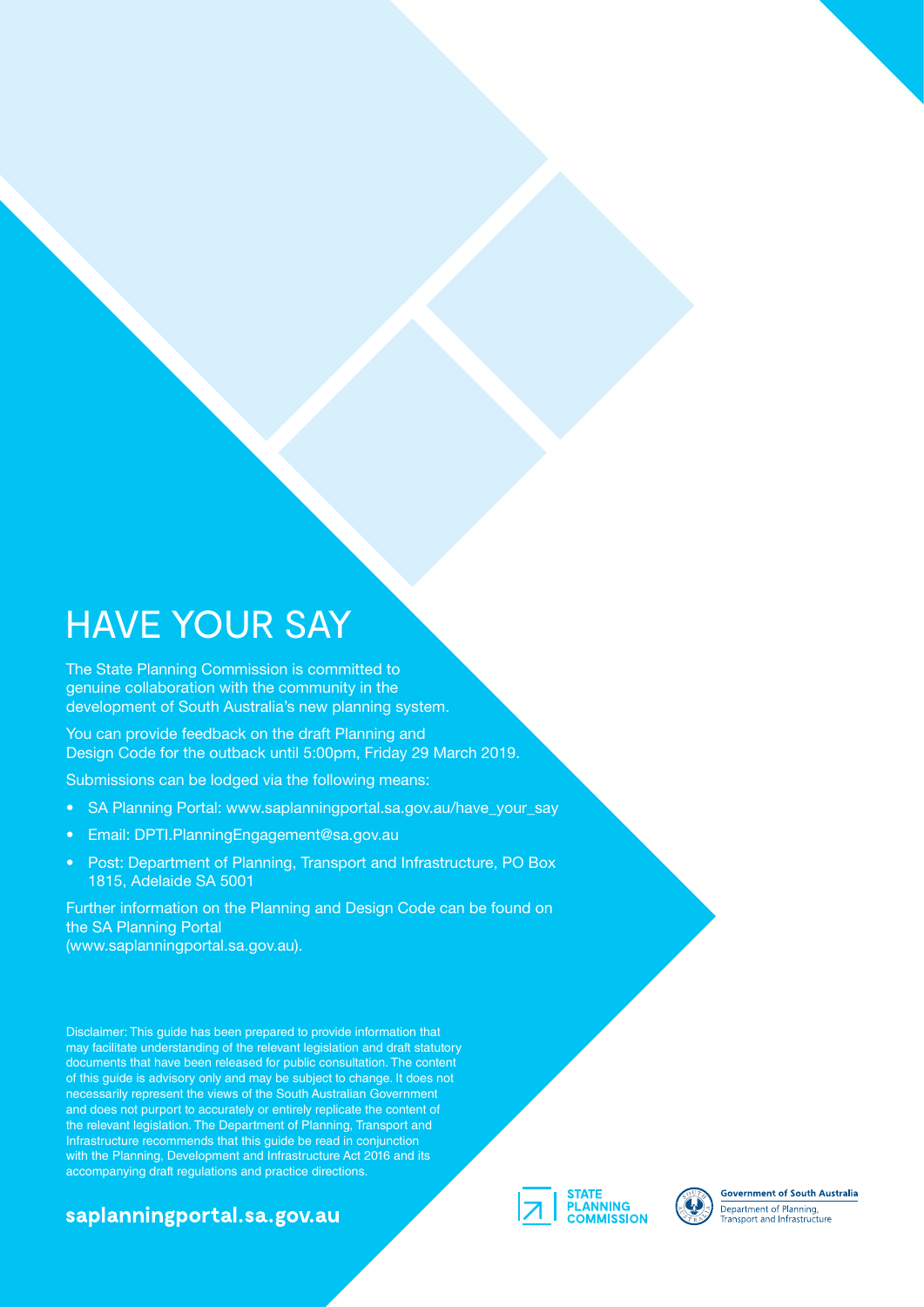# HAVE YOUR SAY

The State Planning Commission is committed to genuine collaboration with the community in the development of South Australia's new planning system.

You can provide feedback on the draft Planning and Design Code for the outback until 5:00pm, Friday 29 March 2019.

Submissions can be lodged via the following means:

- SA Planning Portal: www.saplanningportal.sa.gov.au/have_your_say
- Email: DPTI.PlanningEngagement@sa.gov.au
- Post: Department of Planning, Transport and Infrastructure, PO Box 1815, Adelaide SA 5001

Further information on the Planning and Design Code can be found on the SA Planning Portal (www.saplanningportal.sa.gov.au).

Disclaimer: This guide has been prepared to provide information that may facilitate understanding of the relevant legislation and draft statutory documents that have been released for public consultation. The content of this guide is advisory only and may be subject to change. It does not necessarily represent the views of the South Australian Government and does not purport to accurately or entirely replicate the content of the relevant legislation. The Department of Planning, Transport and Infrastructure recommends that this guide be read in conjunction with the Planning, Development and Infrastructure Act 2016 and its accompanying draft regulations and practice directions.

**saplanningportal.sa.gov.au**

STATE PLANNING COMMISSION

Government of South Australia
Department of Planning, Transport and Infrastructure